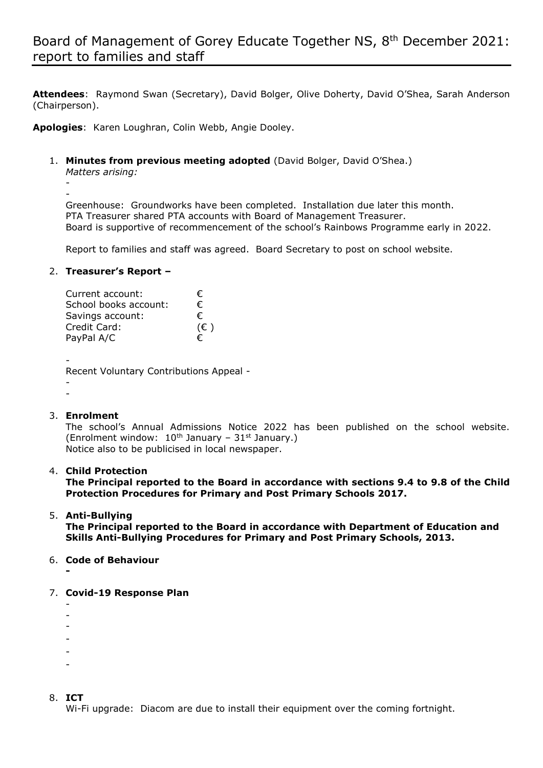# Board of Management of Gorey Educate Together NS, 8th December 2021: report to families and staff

**Attendees**: Raymond Swan (Secretary), David Bolger, Olive Doherty, David O'Shea, Sarah Anderson (Chairperson).

**Apologies**: Karen Loughran, Colin Webb, Angie Dooley.

1. **Minutes from previous meeting adopted** (David Bolger, David O'Shea.)
   *Matters arising:*
   -
   -
   Greenhouse: Groundworks have been completed. Installation due later this month.
   PTA Treasurer shared PTA accounts with Board of Management Treasurer.
   Board is supportive of recommencement of the school's Rainbows Programme early in 2022.

   Report to families and staff was agreed. Board Secretary to post on school website.

2. **Treasurer's Report –**

   | | |
   |---|---|
   | Current account: | € |
   | School books account: | € |
   | Savings account: | € |
   | Credit Card: | (€ ) |
   | PayPal A/C | € |

   -
   Recent Voluntary Contributions Appeal -
   -
   -

3. **Enrolment**
   The school's Annual Admissions Notice 2022 has been published on the school website. (Enrolment window: 10th January – 31st January.)
   Notice also to be publicised in local newspaper.

4. **Child Protection**
   **The Principal reported to the Board in accordance with sections 9.4 to 9.8 of the Child Protection Procedures for Primary and Post Primary Schools 2017.**

5. **Anti-Bullying**
   **The Principal reported to the Board in accordance with Department of Education and Skills Anti-Bullying Procedures for Primary and Post Primary Schools, 2013.**

6. **Code of Behaviour**
   **-**

7. **Covid-19 Response Plan**
   -
   -
   -
   -
   -
   -

8. **ICT**
   Wi-Fi upgrade: Diacom are due to install their equipment over the coming fortnight.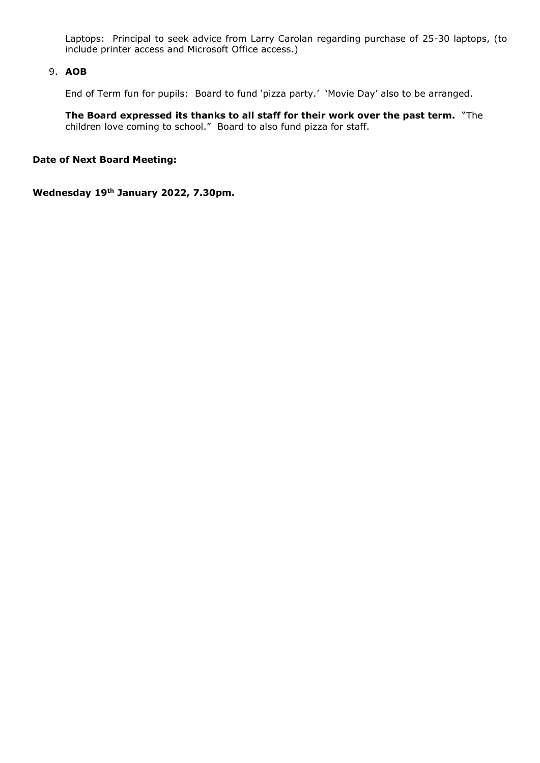Laptops: Principal to seek advice from Larry Carolan regarding purchase of 25-30 laptops, (to include printer access and Microsoft Office access.)

9. **AOB**

   End of Term fun for pupils: Board to fund 'pizza party.' 'Movie Day' also to be arranged.

   **The Board expressed its thanks to all staff for their work over the past term.** "The children love coming to school." Board to also fund pizza for staff.

**Date of Next Board Meeting:**

**Wednesday 19th January 2022, 7.30pm.**